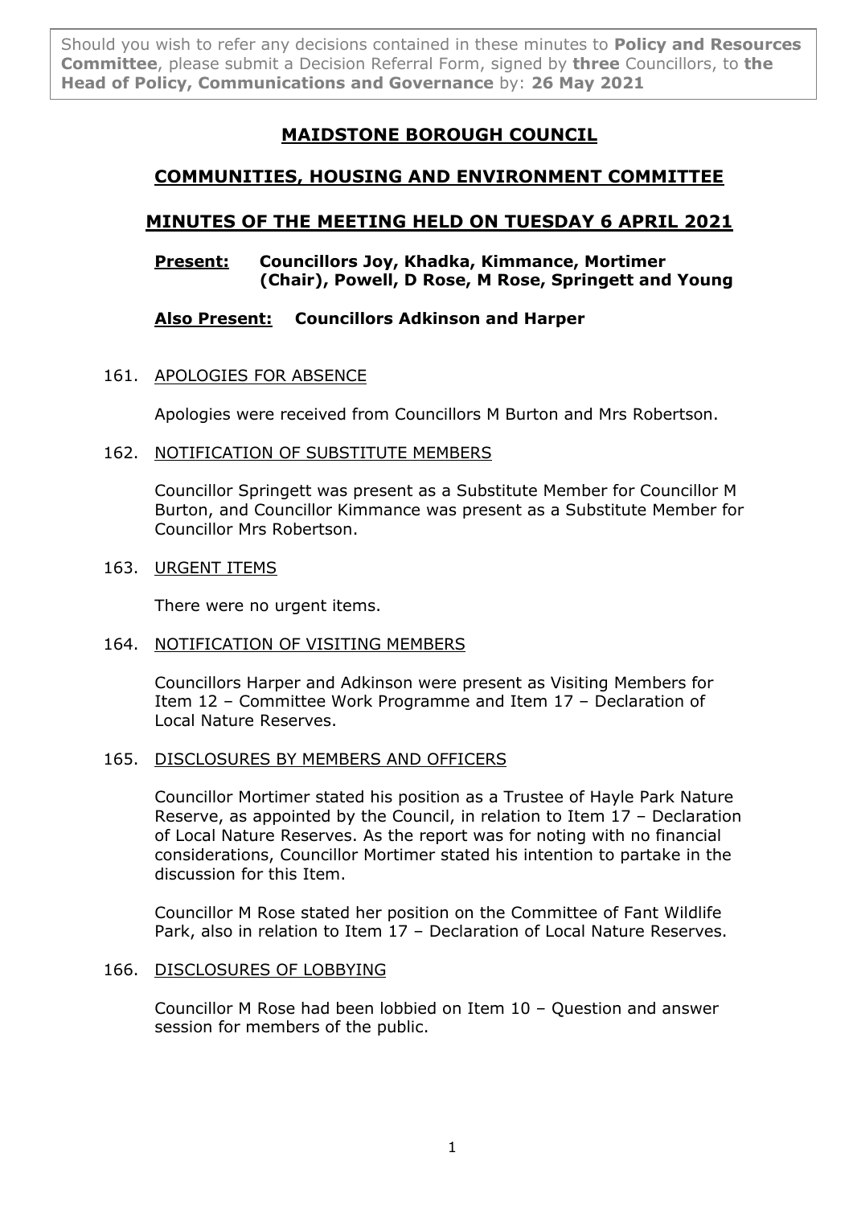Should you wish to refer any decisions contained in these minutes to **Policy and Resources Committee**, please submit a Decision Referral Form, signed by **three** Councillors, to **the Head of Policy, Communications and Governance** by: **26 May 2021**

# MAIDSTONE BOROUGH COUNCIL

## COMMUNITIES, HOUSING AND ENVIRONMENT COMMITTEE

## MINUTES OF THE MEETING HELD ON TUESDAY 6 APRIL 2021

**Present:** **Councillors Joy, Khadka, Kimmance, Mortimer (Chair), Powell, D Rose, M Rose, Springett and Young**

**Also Present:** **Councillors Adkinson and Harper**

161. APOLOGIES FOR ABSENCE

Apologies were received from Councillors M Burton and Mrs Robertson.

162. NOTIFICATION OF SUBSTITUTE MEMBERS

Councillor Springett was present as a Substitute Member for Councillor M Burton, and Councillor Kimmance was present as a Substitute Member for Councillor Mrs Robertson.

163. URGENT ITEMS

There were no urgent items.

164. NOTIFICATION OF VISITING MEMBERS

Councillors Harper and Adkinson were present as Visiting Members for Item 12 – Committee Work Programme and Item 17 – Declaration of Local Nature Reserves.

165. DISCLOSURES BY MEMBERS AND OFFICERS

Councillor Mortimer stated his position as a Trustee of Hayle Park Nature Reserve, as appointed by the Council, in relation to Item 17 – Declaration of Local Nature Reserves. As the report was for noting with no financial considerations, Councillor Mortimer stated his intention to partake in the discussion for this Item.

Councillor M Rose stated her position on the Committee of Fant Wildlife Park, also in relation to Item 17 – Declaration of Local Nature Reserves.

166. DISCLOSURES OF LOBBYING

Councillor M Rose had been lobbied on Item 10 – Question and answer session for members of the public.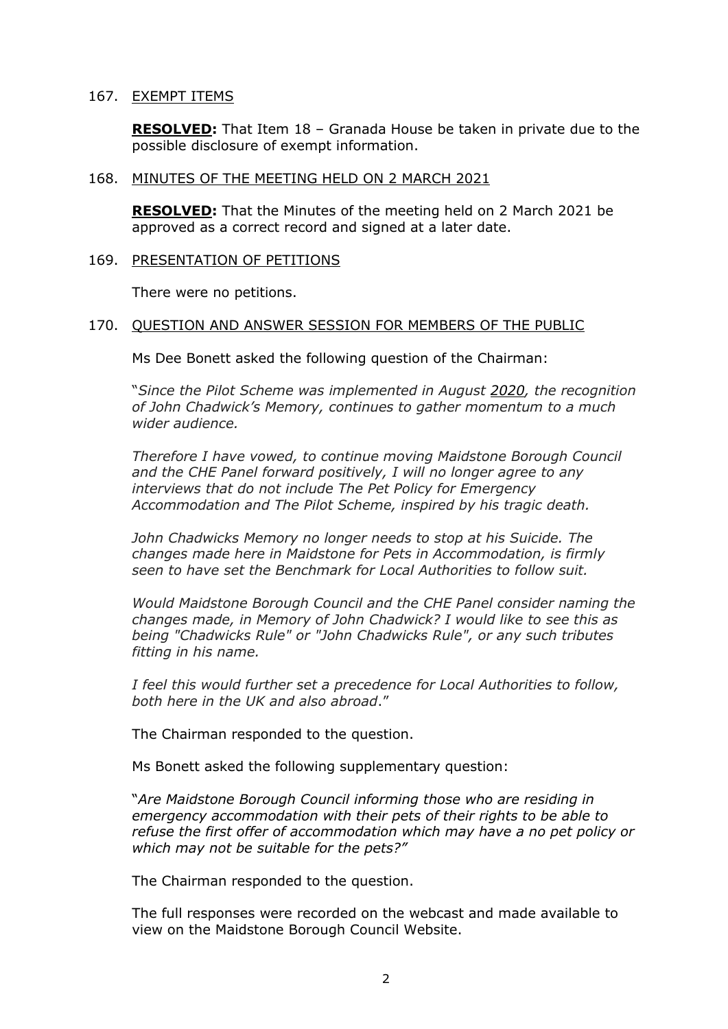## 167. EXEMPT ITEMS

**RESOLVED:** That Item 18 – Granada House be taken in private due to the possible disclosure of exempt information.

## 168. MINUTES OF THE MEETING HELD ON 2 MARCH 2021

**RESOLVED:** That the Minutes of the meeting held on 2 March 2021 be approved as a correct record and signed at a later date.

## 169. PRESENTATION OF PETITIONS

There were no petitions.

## 170. QUESTION AND ANSWER SESSION FOR MEMBERS OF THE PUBLIC

Ms Dee Bonett asked the following question of the Chairman:

"*Since the Pilot Scheme was implemented in August 2020, the recognition of John Chadwick's Memory, continues to gather momentum to a much wider audience.*

*Therefore I have vowed, to continue moving Maidstone Borough Council and the CHE Panel forward positively, I will no longer agree to any interviews that do not include The Pet Policy for Emergency Accommodation and The Pilot Scheme, inspired by his tragic death.*

*John Chadwicks Memory no longer needs to stop at his Suicide. The changes made here in Maidstone for Pets in Accommodation, is firmly seen to have set the Benchmark for Local Authorities to follow suit.*

*Would Maidstone Borough Council and the CHE Panel consider naming the changes made, in Memory of John Chadwick? I would like to see this as being "Chadwicks Rule" or "John Chadwicks Rule", or any such tributes fitting in his name.*

*I feel this would further set a precedence for Local Authorities to follow, both here in the UK and also abroad*."

The Chairman responded to the question.

Ms Bonett asked the following supplementary question:

"*Are Maidstone Borough Council informing those who are residing in emergency accommodation with their pets of their rights to be able to refuse the first offer of accommodation which may have a no pet policy or which may not be suitable for the pets?"*

The Chairman responded to the question.

The full responses were recorded on the webcast and made available to view on the Maidstone Borough Council Website.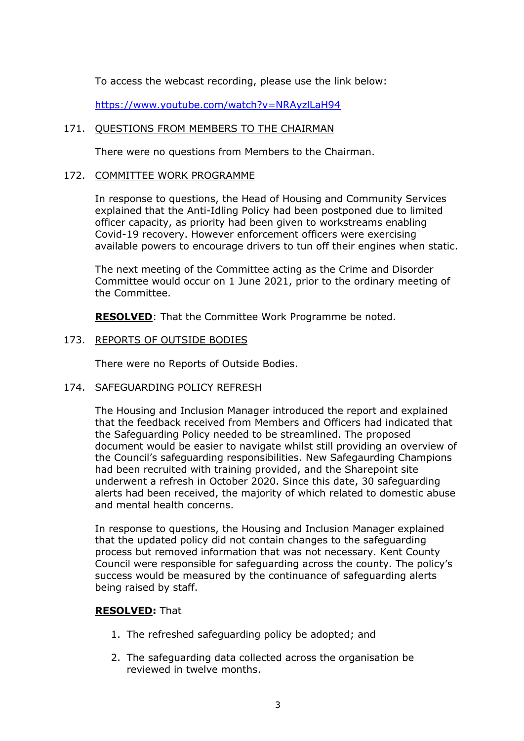To access the webcast recording, please use the link below:

https://www.youtube.com/watch?v=NRAyzlLaH94

## 171. QUESTIONS FROM MEMBERS TO THE CHAIRMAN

There were no questions from Members to the Chairman.

## 172. COMMITTEE WORK PROGRAMME

In response to questions, the Head of Housing and Community Services explained that the Anti-Idling Policy had been postponed due to limited officer capacity, as priority had been given to workstreams enabling Covid-19 recovery. However enforcement officers were exercising available powers to encourage drivers to tun off their engines when static.

The next meeting of the Committee acting as the Crime and Disorder Committee would occur on 1 June 2021, prior to the ordinary meeting of the Committee.

**RESOLVED**: That the Committee Work Programme be noted.

## 173. REPORTS OF OUTSIDE BODIES

There were no Reports of Outside Bodies.

## 174. SAFEGUARDING POLICY REFRESH

The Housing and Inclusion Manager introduced the report and explained that the feedback received from Members and Officers had indicated that the Safeguarding Policy needed to be streamlined. The proposed document would be easier to navigate whilst still providing an overview of the Council's safeguarding responsibilities. New Safegaurding Champions had been recruited with training provided, and the Sharepoint site underwent a refresh in October 2020. Since this date, 30 safeguarding alerts had been received, the majority of which related to domestic abuse and mental health concerns.

In response to questions, the Housing and Inclusion Manager explained that the updated policy did not contain changes to the safeguarding process but removed information that was not necessary. Kent County Council were responsible for safeguarding across the county. The policy's success would be measured by the continuance of safeguarding alerts being raised by staff.

**RESOLVED:** That

1. The refreshed safeguarding policy be adopted; and
2. The safeguarding data collected across the organisation be reviewed in twelve months.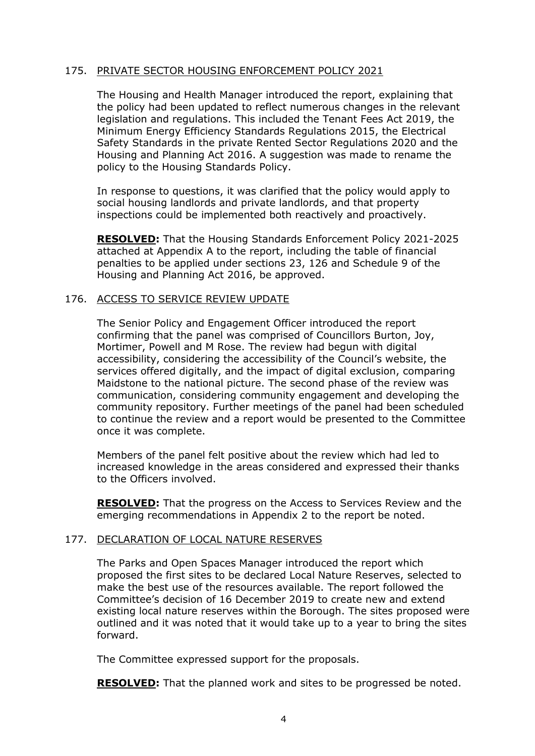## 175. PRIVATE SECTOR HOUSING ENFORCEMENT POLICY 2021

The Housing and Health Manager introduced the report, explaining that the policy had been updated to reflect numerous changes in the relevant legislation and regulations. This included the Tenant Fees Act 2019, the Minimum Energy Efficiency Standards Regulations 2015, the Electrical Safety Standards in the private Rented Sector Regulations 2020 and the Housing and Planning Act 2016. A suggestion was made to rename the policy to the Housing Standards Policy.

In response to questions, it was clarified that the policy would apply to social housing landlords and private landlords, and that property inspections could be implemented both reactively and proactively.

**RESOLVED:** That the Housing Standards Enforcement Policy 2021-2025 attached at Appendix A to the report, including the table of financial penalties to be applied under sections 23, 126 and Schedule 9 of the Housing and Planning Act 2016, be approved.

## 176. ACCESS TO SERVICE REVIEW UPDATE

The Senior Policy and Engagement Officer introduced the report confirming that the panel was comprised of Councillors Burton, Joy, Mortimer, Powell and M Rose. The review had begun with digital accessibility, considering the accessibility of the Council's website, the services offered digitally, and the impact of digital exclusion, comparing Maidstone to the national picture. The second phase of the review was communication, considering community engagement and developing the community repository. Further meetings of the panel had been scheduled to continue the review and a report would be presented to the Committee once it was complete.

Members of the panel felt positive about the review which had led to increased knowledge in the areas considered and expressed their thanks to the Officers involved.

**RESOLVED:** That the progress on the Access to Services Review and the emerging recommendations in Appendix 2 to the report be noted.

## 177. DECLARATION OF LOCAL NATURE RESERVES

The Parks and Open Spaces Manager introduced the report which proposed the first sites to be declared Local Nature Reserves, selected to make the best use of the resources available. The report followed the Committee's decision of 16 December 2019 to create new and extend existing local nature reserves within the Borough. The sites proposed were outlined and it was noted that it would take up to a year to bring the sites forward.

The Committee expressed support for the proposals.

**RESOLVED:** That the planned work and sites to be progressed be noted.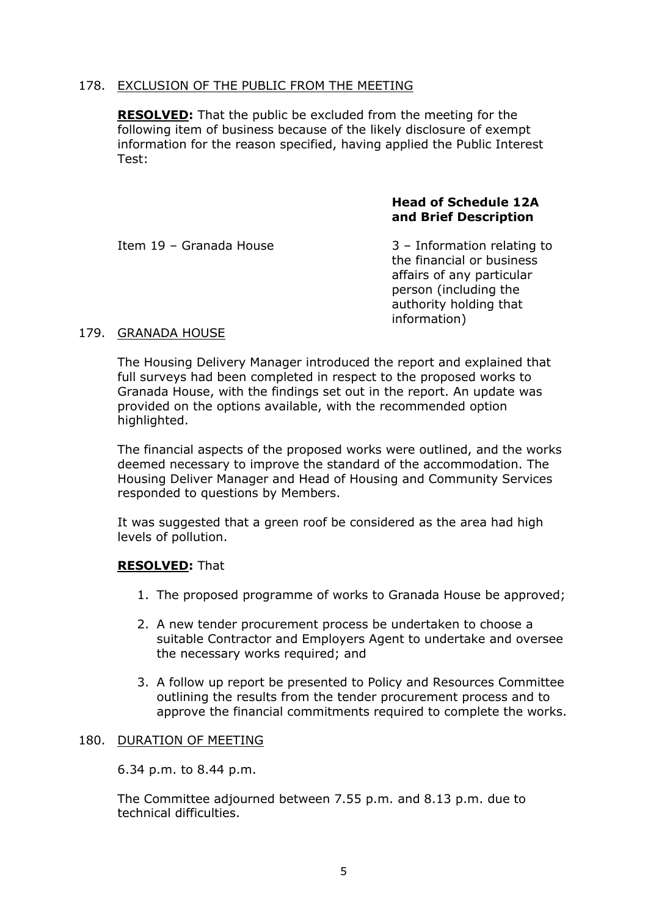## 178. EXCLUSION OF THE PUBLIC FROM THE MEETING

**RESOLVED:** That the public be excluded from the meeting for the following item of business because of the likely disclosure of exempt information for the reason specified, having applied the Public Interest Test:

| | **Head of Schedule 12A and Brief Description** |
|---|---|
| Item 19 – Granada House | 3 – Information relating to the financial or business affairs of any particular person (including the authority holding that information) |

## 179. GRANADA HOUSE

The Housing Delivery Manager introduced the report and explained that full surveys had been completed in respect to the proposed works to Granada House, with the findings set out in the report. An update was provided on the options available, with the recommended option highlighted.

The financial aspects of the proposed works were outlined, and the works deemed necessary to improve the standard of the accommodation. The Housing Deliver Manager and Head of Housing and Community Services responded to questions by Members.

It was suggested that a green roof be considered as the area had high levels of pollution.

**RESOLVED:** That

1. The proposed programme of works to Granada House be approved;
2. A new tender procurement process be undertaken to choose a suitable Contractor and Employers Agent to undertake and oversee the necessary works required; and
3. A follow up report be presented to Policy and Resources Committee outlining the results from the tender procurement process and to approve the financial commitments required to complete the works.

## 180. DURATION OF MEETING

6.34 p.m. to 8.44 p.m.

The Committee adjourned between 7.55 p.m. and 8.13 p.m. due to technical difficulties.